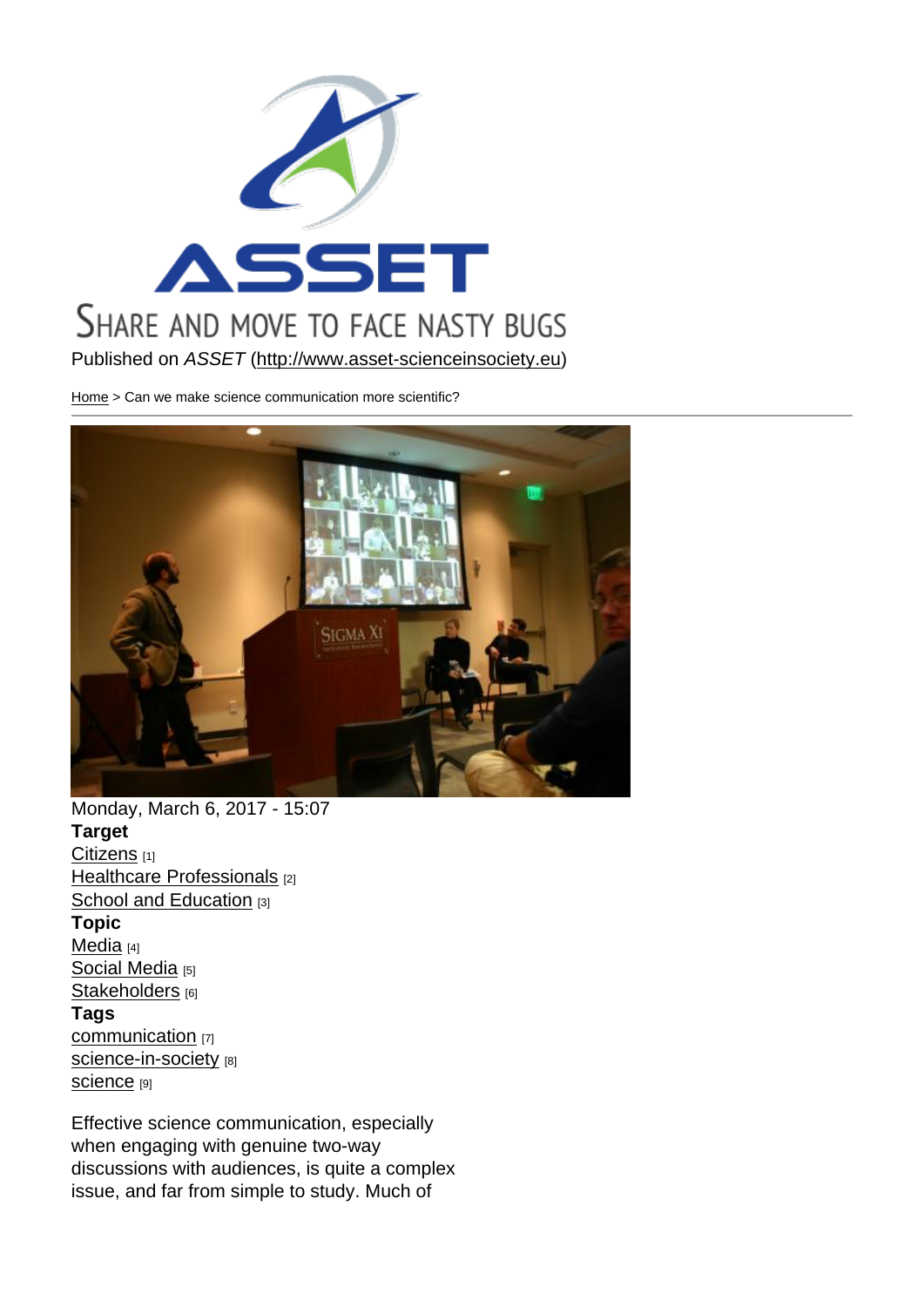SHARE AND MOVE TO FACE NASTY BUGS

Published on *ASSET* (http://www.asset-scienceinsociety.eu)

Home > Can we make science communication more scientific?

Monday, March 6, 2017 - 15:07

**Target**

Citizens [1]
Healthcare Professionals [2]
School and Education [3]

**Topic**

Media [4]
Social Media [5]
Stakeholders [6]

**Tags**

communication [7]
science-in-society [8]
science [9]

Effective science communication, especially when engaging with genuine two-way discussions with audiences, is quite a complex issue, and far from simple to study. Much of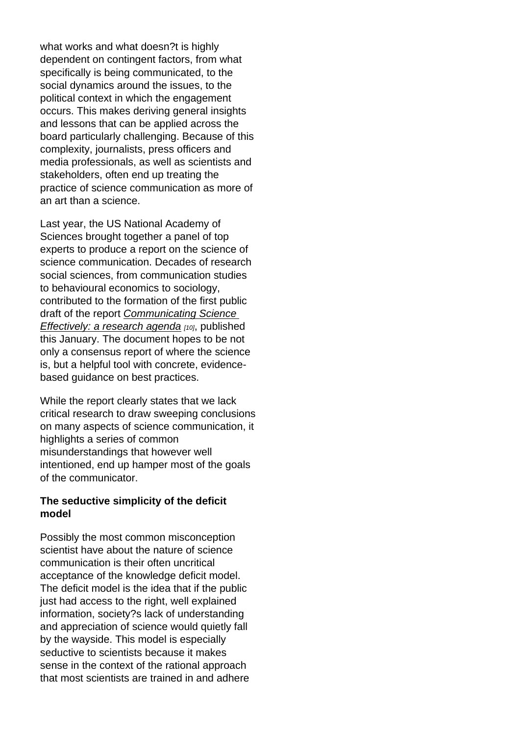what works and what doesn?t is highly dependent on contingent factors, from what specifically is being communicated, to the social dynamics around the issues, to the political context in which the engagement occurs. This makes deriving general insights and lessons that can be applied across the board particularly challenging. Because of this complexity, journalists, press officers and media professionals, as well as scientists and stakeholders, often end up treating the practice of science communication as more of an art than a science.

Last year, the US National Academy of Sciences brought together a panel of top experts to produce a report on the science of science communication. Decades of research social sciences, from communication studies to behavioural economics to sociology, contributed to the formation of the first public draft of the report *Communicating Science Effectively: a research agenda* [10], published this January. The document hopes to be not only a consensus report of where the science is, but a helpful tool with concrete, evidence-based guidance on best practices.

While the report clearly states that we lack critical research to draw sweeping conclusions on many aspects of science communication, it highlights a series of common misunderstandings that however well intentioned, end up hamper most of the goals of the communicator.

**The seductive simplicity of the deficit model**

Possibly the most common misconception scientist have about the nature of science communication is their often uncritical acceptance of the knowledge deficit model. The deficit model is the idea that if the public just had access to the right, well explained information, society?s lack of understanding and appreciation of science would quietly fall by the wayside. This model is especially seductive to scientists because it makes sense in the context of the rational approach that most scientists are trained in and adhere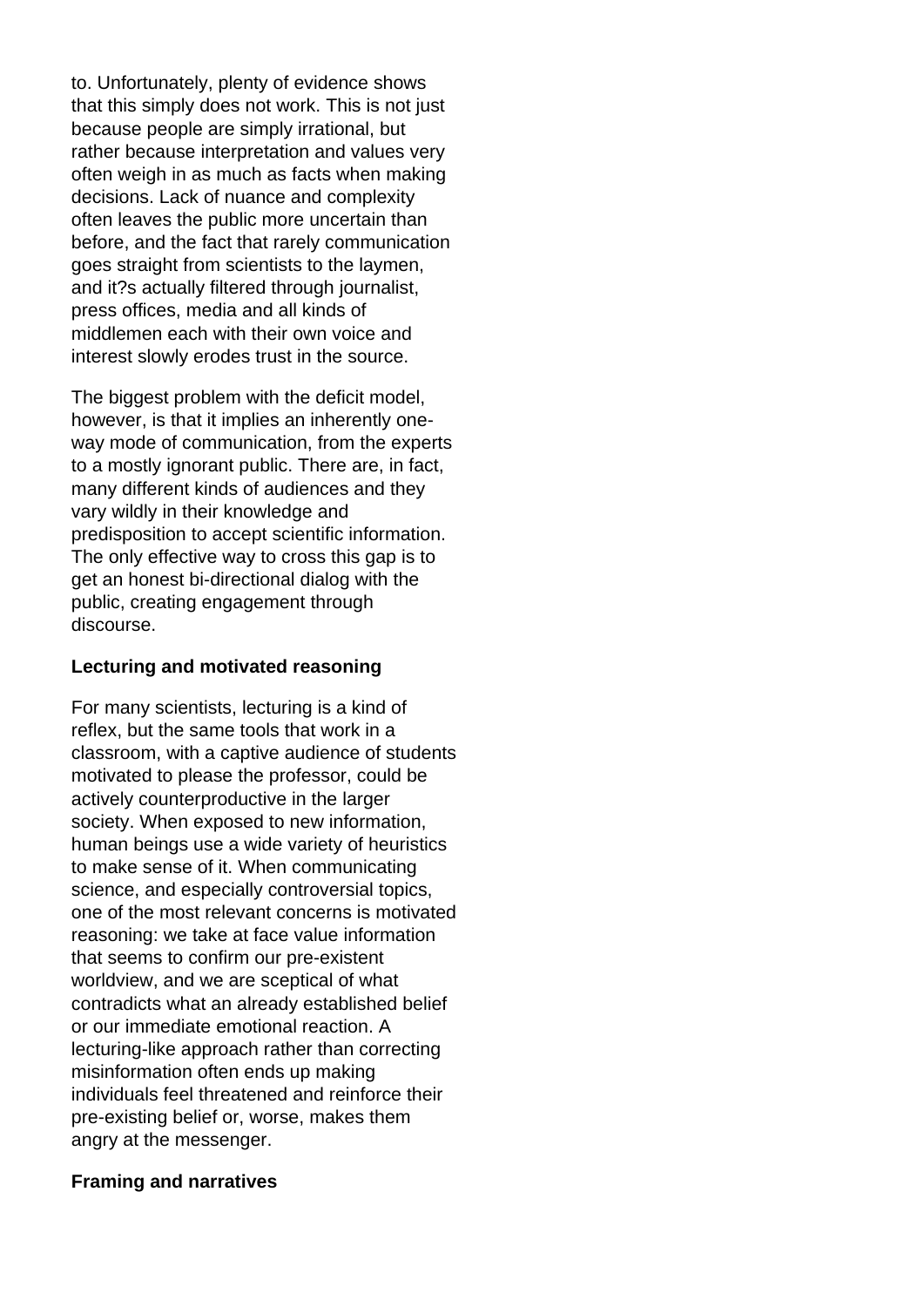to. Unfortunately, plenty of evidence shows that this simply does not work. This is not just because people are simply irrational, but rather because interpretation and values very often weigh in as much as facts when making decisions. Lack of nuance and complexity often leaves the public more uncertain than before, and the fact that rarely communication goes straight from scientists to the laymen, and it?s actually filtered through journalist, press offices, media and all kinds of middlemen each with their own voice and interest slowly erodes trust in the source.

The biggest problem with the deficit model, however, is that it implies an inherently one-way mode of communication, from the experts to a mostly ignorant public. There are, in fact, many different kinds of audiences and they vary wildly in their knowledge and predisposition to accept scientific information. The only effective way to cross this gap is to get an honest bi-directional dialog with the public, creating engagement through discourse.

**Lecturing and motivated reasoning**

For many scientists, lecturing is a kind of reflex, but the same tools that work in a classroom, with a captive audience of students motivated to please the professor, could be actively counterproductive in the larger society. When exposed to new information, human beings use a wide variety of heuristics to make sense of it. When communicating science, and especially controversial topics, one of the most relevant concerns is motivated reasoning: we take at face value information that seems to confirm our pre-existent worldview, and we are sceptical of what contradicts what an already established belief or our immediate emotional reaction. A lecturing-like approach rather than correcting misinformation often ends up making individuals feel threatened and reinforce their pre-existing belief or, worse, makes them angry at the messenger.

**Framing and narratives**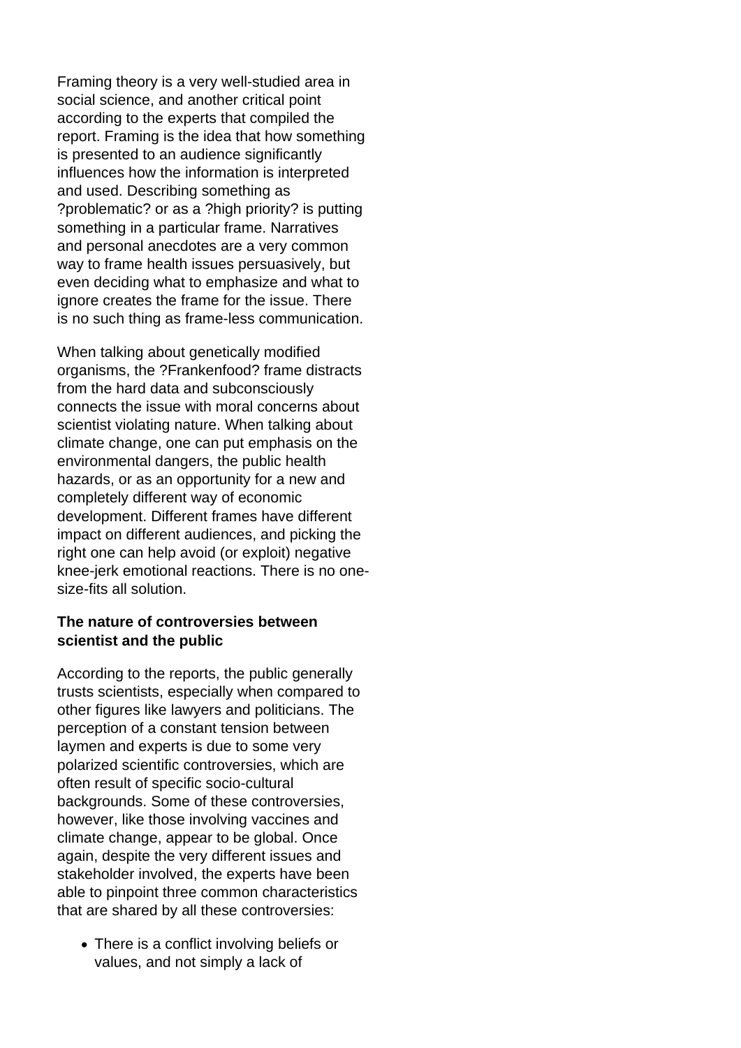Framing theory is a very well-studied area in social science, and another critical point according to the experts that compiled the report. Framing is the idea that how something is presented to an audience significantly influences how the information is interpreted and used. Describing something as ?problematic? or as a ?high priority? is putting something in a particular frame. Narratives and personal anecdotes are a very common way to frame health issues persuasively, but even deciding what to emphasize and what to ignore creates the frame for the issue. There is no such thing as frame-less communication.

When talking about genetically modified organisms, the ?Frankenfood? frame distracts from the hard data and subconsciously connects the issue with moral concerns about scientist violating nature. When talking about climate change, one can put emphasis on the environmental dangers, the public health hazards, or as an opportunity for a new and completely different way of economic development. Different frames have different impact on different audiences, and picking the right one can help avoid (or exploit) negative knee-jerk emotional reactions. There is no one-size-fits all solution.

**The nature of controversies between scientist and the public**

According to the reports, the public generally trusts scientists, especially when compared to other figures like lawyers and politicians. The perception of a constant tension between laymen and experts is due to some very polarized scientific controversies, which are often result of specific socio-cultural backgrounds. Some of these controversies, however, like those involving vaccines and climate change, appear to be global. Once again, despite the very different issues and stakeholder involved, the experts have been able to pinpoint three common characteristics that are shared by all these controversies:

- There is a conflict involving beliefs or values, and not simply a lack of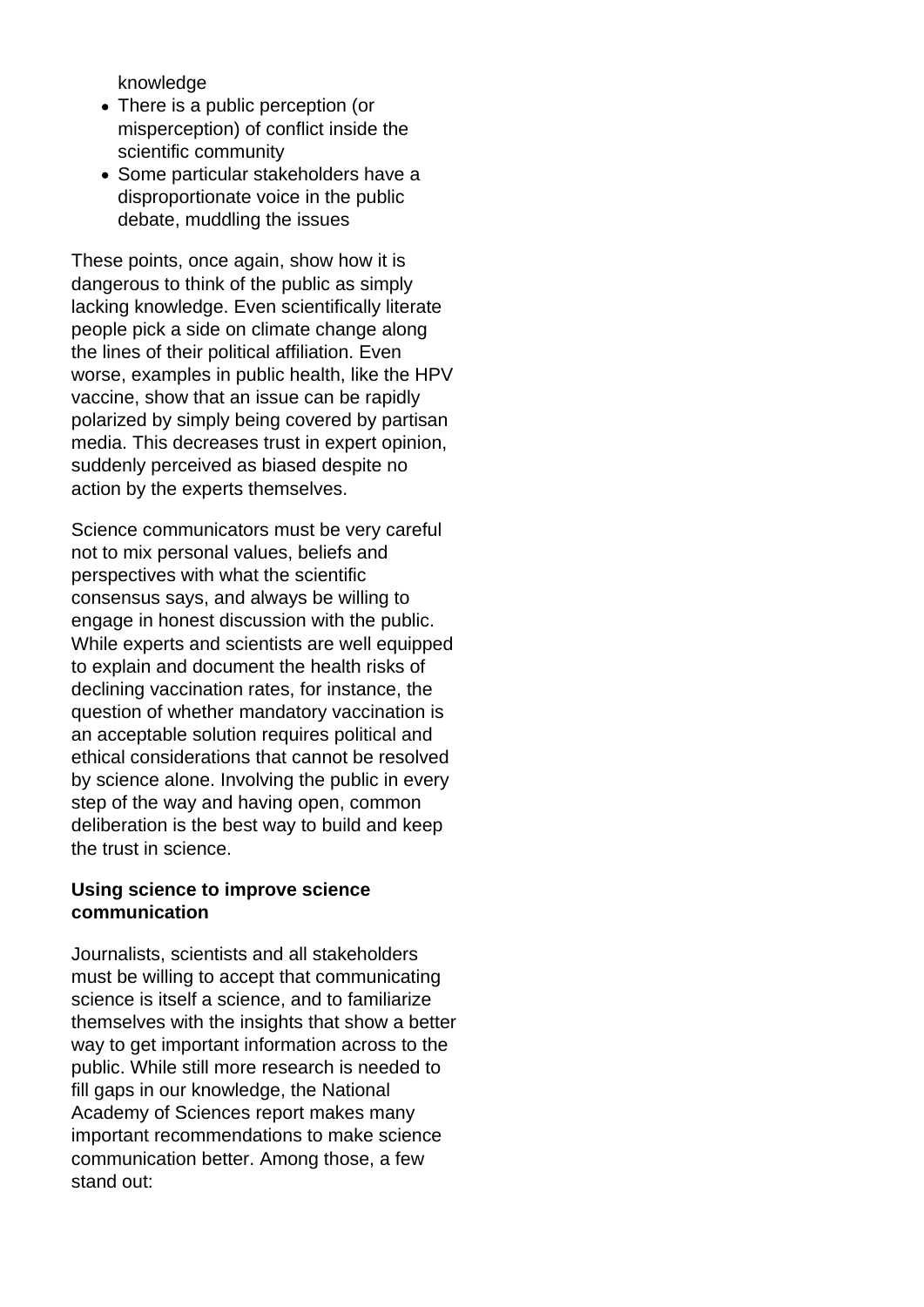knowledge

- There is a public perception (or misperception) of conflict inside the scientific community
- Some particular stakeholders have a disproportionate voice in the public debate, muddling the issues

These points, once again, show how it is dangerous to think of the public as simply lacking knowledge. Even scientifically literate people pick a side on climate change along the lines of their political affiliation. Even worse, examples in public health, like the HPV vaccine, show that an issue can be rapidly polarized by simply being covered by partisan media. This decreases trust in expert opinion, suddenly perceived as biased despite no action by the experts themselves.

Science communicators must be very careful not to mix personal values, beliefs and perspectives with what the scientific consensus says, and always be willing to engage in honest discussion with the public. While experts and scientists are well equipped to explain and document the health risks of declining vaccination rates, for instance, the question of whether mandatory vaccination is an acceptable solution requires political and ethical considerations that cannot be resolved by science alone. Involving the public in every step of the way and having open, common deliberation is the best way to build and keep the trust in science.

**Using science to improve science communication**

Journalists, scientists and all stakeholders must be willing to accept that communicating science is itself a science, and to familiarize themselves with the insights that show a better way to get important information across to the public. While still more research is needed to fill gaps in our knowledge, the National Academy of Sciences report makes many important recommendations to make science communication better. Among those, a few stand out: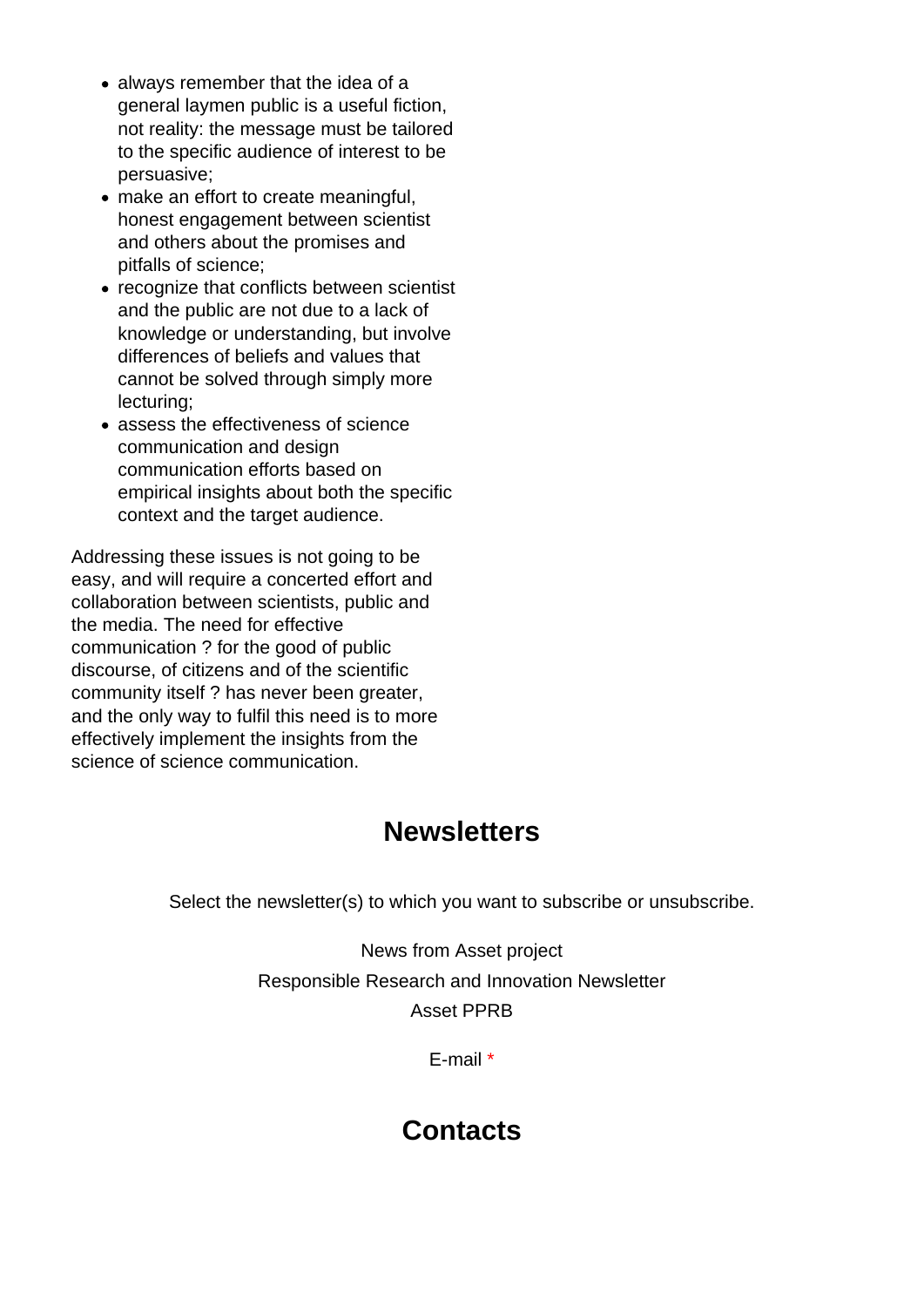- always remember that the idea of a general laymen public is a useful fiction, not reality: the message must be tailored to the specific audience of interest to be persuasive;
- make an effort to create meaningful, honest engagement between scientist and others about the promises and pitfalls of science;
- recognize that conflicts between scientist and the public are not due to a lack of knowledge or understanding, but involve differences of beliefs and values that cannot be solved through simply more lecturing;
- assess the effectiveness of science communication and design communication efforts based on empirical insights about both the specific context and the target audience.

Addressing these issues is not going to be easy, and will require a concerted effort and collaboration between scientists, public and the media. The need for effective communication ? for the good of public discourse, of citizens and of the scientific community itself ? has never been greater, and the only way to fulfil this need is to more effectively implement the insights from the science of science communication.

## Newsletters

Select the newsletter(s) to which you want to subscribe or unsubscribe.

News from Asset project

Responsible Research and Innovation Newsletter

Asset PPRB

E-mail *

## Contacts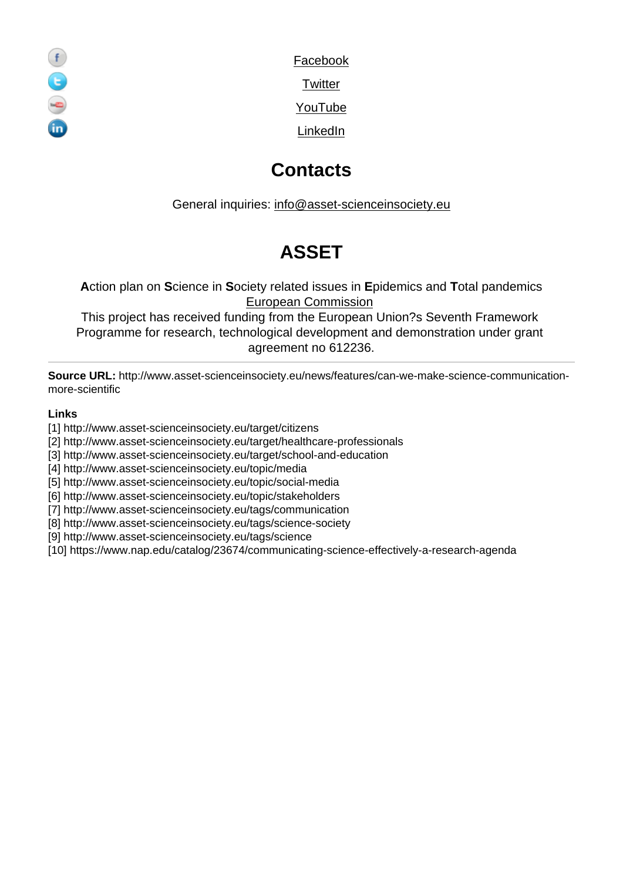Facebook

Twitter

YouTube

LinkedIn

## Contacts

General inquiries: info@asset-scienceinsociety.eu

## ASSET

**A**ction plan on **S**cience in **S**ociety related issues in **E**pidemics and **T**otal pandemics
European Commission
This project has received funding from the European Union?s Seventh Framework Programme for research, technological development and demonstration under grant agreement no 612236.

---

**Source URL:** http://www.asset-scienceinsociety.eu/news/features/can-we-make-science-communication-more-scientific

**Links**
[1] http://www.asset-scienceinsociety.eu/target/citizens
[2] http://www.asset-scienceinsociety.eu/target/healthcare-professionals
[3] http://www.asset-scienceinsociety.eu/target/school-and-education
[4] http://www.asset-scienceinsociety.eu/topic/media
[5] http://www.asset-scienceinsociety.eu/topic/social-media
[6] http://www.asset-scienceinsociety.eu/topic/stakeholders
[7] http://www.asset-scienceinsociety.eu/tags/communication
[8] http://www.asset-scienceinsociety.eu/tags/science-society
[9] http://www.asset-scienceinsociety.eu/tags/science
[10] https://www.nap.edu/catalog/23674/communicating-science-effectively-a-research-agenda